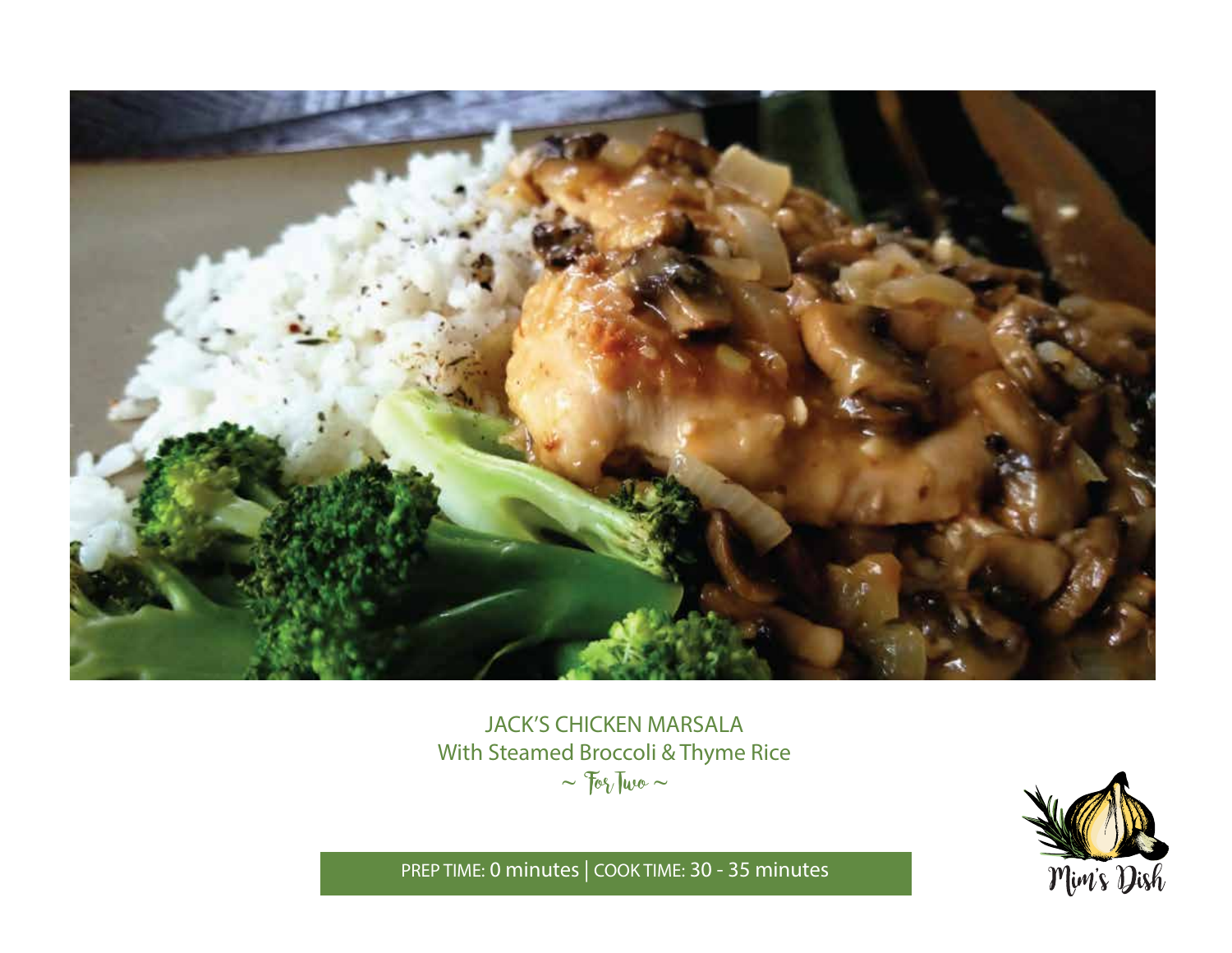# JACK'S CHICKEN MARSALA

## With Steamed Broccoli & Thyme Rice

~ For Two ~

PREP TIME: 0 minutes | COOK TIME: 30 - 35 minutes

Mim's Dish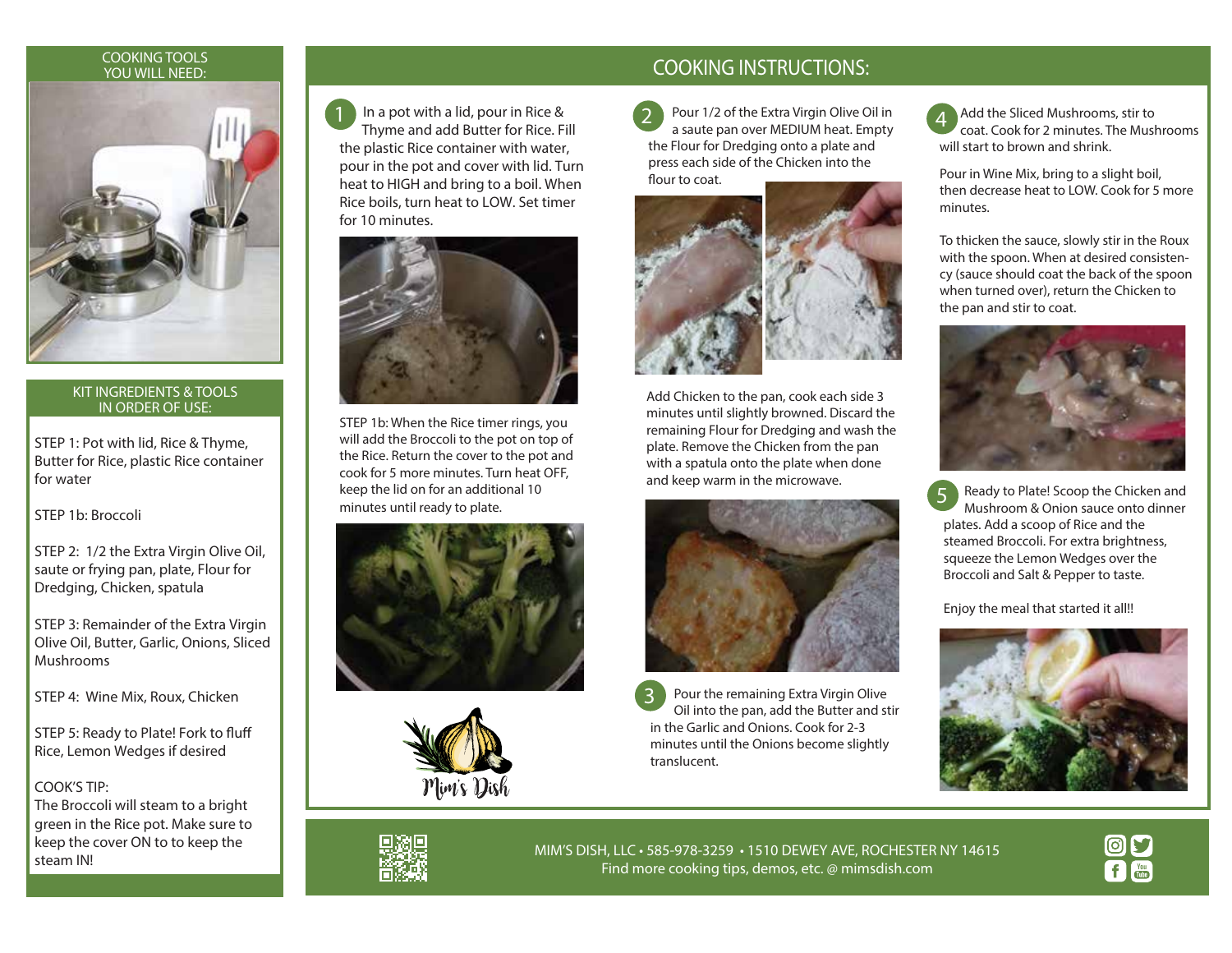## COOKING TOOLS YOU WILL NEED:

## KIT INGREDIENTS & TOOLS IN ORDER OF USE:

STEP 1: Pot with lid, Rice & Thyme, Butter for Rice, plastic Rice container for water

STEP 1b: Broccoli

STEP 2: 1/2 the Extra Virgin Olive Oil, saute or frying pan, plate, Flour for Dredging, Chicken, spatula

STEP 3: Remainder of the Extra Virgin Olive Oil, Butter, Garlic, Onions, Sliced Mushrooms

STEP 4: Wine Mix, Roux, Chicken

STEP 5: Ready to Plate! Fork to fluff Rice, Lemon Wedges if desired

COOK'S TIP:
The Broccoli will steam to a bright green in the Rice pot. Make sure to keep the cover ON to to keep the steam IN!

## COOKING INSTRUCTIONS:

**1** In a pot with a lid, pour in Rice & Thyme and add Butter for Rice. Fill the plastic Rice container with water, pour in the pot and cover with lid. Turn heat to HIGH and bring to a boil. When Rice boils, turn heat to LOW. Set timer for 10 minutes.

STEP 1b: When the Rice timer rings, you will add the Broccoli to the pot on top of the Rice. Return the cover to the pot and cook for 5 more minutes. Turn heat OFF, keep the lid on for an additional 10 minutes until ready to plate.

Mim's Dish

**2** Pour 1/2 of the Extra Virgin Olive Oil in a saute pan over MEDIUM heat. Empty the Flour for Dredging onto a plate and press each side of the Chicken into the flour to coat.

Add Chicken to the pan, cook each side 3 minutes until slightly browned. Discard the remaining Flour for Dredging and wash the plate. Remove the Chicken from the pan with a spatula onto the plate when done and keep warm in the microwave.

**3** Pour the remaining Extra Virgin Olive Oil into the pan, add the Butter and stir in the Garlic and Onions. Cook for 2-3 minutes until the Onions become slightly translucent.

**4** Add the Sliced Mushrooms, stir to coat. Cook for 2 minutes. The Mushrooms will start to brown and shrink.

Pour in Wine Mix, bring to a slight boil, then decrease heat to LOW. Cook for 5 more minutes.

To thicken the sauce, slowly stir in the Roux with the spoon. When at desired consistency (sauce should coat the back of the spoon when turned over), return the Chicken to the pan and stir to coat.

**5** Ready to Plate! Scoop the Chicken and Mushroom & Onion sauce onto dinner plates. Add a scoop of Rice and the steamed Broccoli. For extra brightness, squeeze the Lemon Wedges over the Broccoli and Salt & Pepper to taste.

Enjoy the meal that started it all!!

MIM'S DISH, LLC • 585-978-3259 • 1510 DEWEY AVE, ROCHESTER NY 14615
Find more cooking tips, demos, etc. @ mimsdish.com